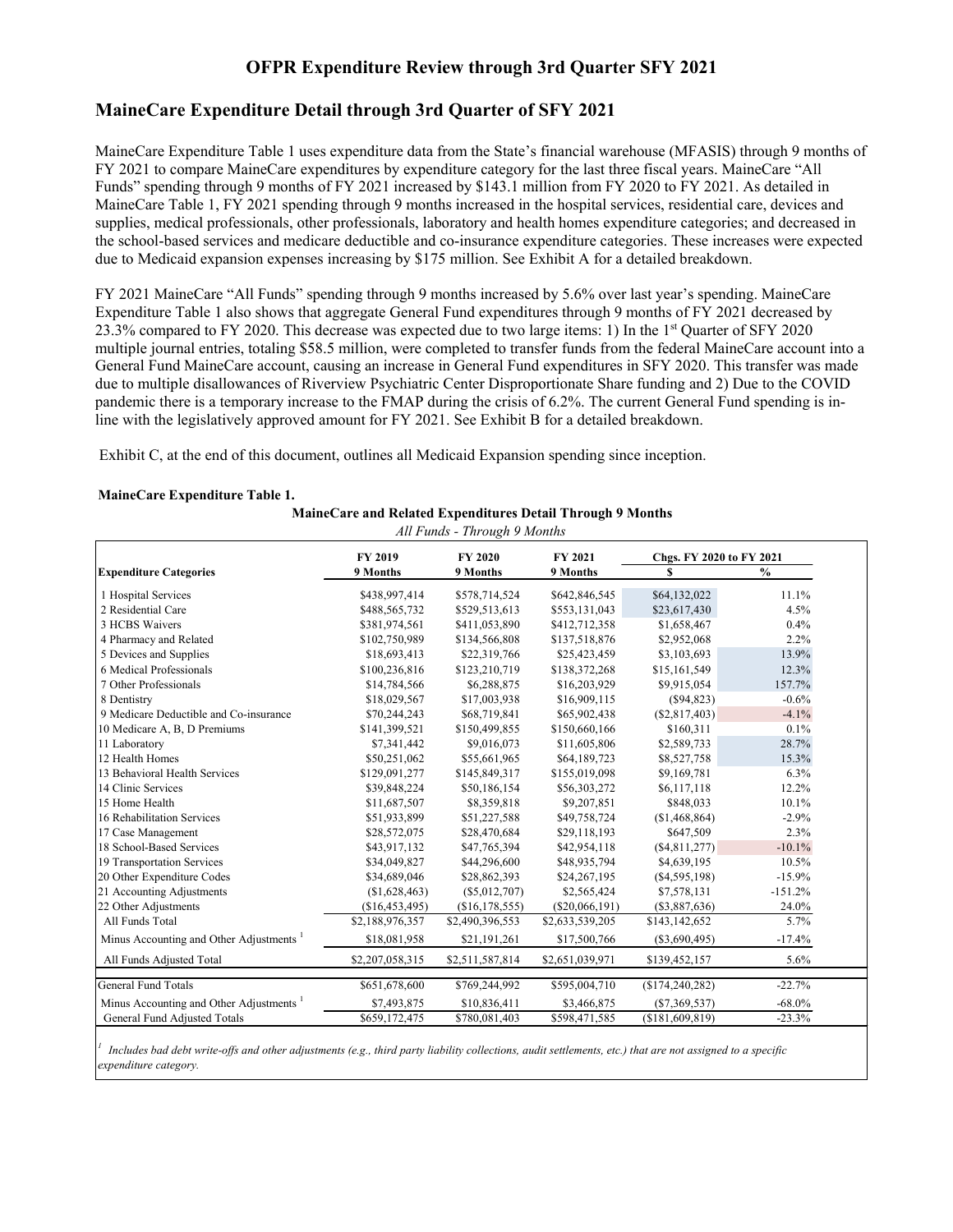# OFPR Expenditure Review through 3rd Quarter SFY 2021

## MaineCare Expenditure Detail through 3rd Quarter of SFY 2021

MaineCare Expenditure Table 1 uses expenditure data from the State's financial warehouse (MFASIS) through 9 months of FY 2021 to compare MaineCare expenditures by expenditure category for the last three fiscal years. MaineCare "All Funds" spending through 9 months of FY 2021 increased by $143.1 million from FY 2020 to FY 2021. As detailed in MaineCare Table 1, FY 2021 spending through 9 months increased in the hospital services, residential care, devices and supplies, medical professionals, other professionals, laboratory and health homes expenditure categories; and decreased in the school-based services and medicare deductible and co-insurance expenditure categories. These increases were expected due to Medicaid expansion expenses increasing by $175 million. See Exhibit A for a detailed breakdown.

FY 2021 MaineCare "All Funds" spending through 9 months increased by 5.6% over last year's spending. MaineCare Expenditure Table 1 also shows that aggregate General Fund expenditures through 9 months of FY 2021 decreased by 23.3% compared to FY 2020. This decrease was expected due to two large items: 1) In the 1st Quarter of SFY 2020 multiple journal entries, totaling $58.5 million, were completed to transfer funds from the federal MaineCare account into a General Fund MaineCare account, causing an increase in General Fund expenditures in SFY 2020. This transfer was made due to multiple disallowances of Riverview Psychiatric Center Disproportionate Share funding and 2) Due to the COVID pandemic there is a temporary increase to the FMAP during the crisis of 6.2%. The current General Fund spending is in-line with the legislatively approved amount for FY 2021. See Exhibit B for a detailed breakdown.

Exhibit C, at the end of this document, outlines all Medicaid Expansion spending since inception.

**MaineCare Expenditure Table 1.**

**MaineCare and Related Expenditures Detail Through 9 Months**

*All Funds - Through 9 Months*

| Expenditure Categories | FY 2019 9 Months | FY 2020 9 Months | FY 2021 9 Months | Chgs. FY 2020 to FY 2021 | |
|---|---|---|---|---|---|
| | | | | $ | % |
| 1 Hospital Services | $438,997,414 | $578,714,524 | $642,846,545 | $64,132,022 | 11.1% |
| 2 Residential Care | $488,565,732 | $529,513,613 | $553,131,043 | $23,617,430 | 4.5% |
| 3 HCBS Waivers | $381,974,561 | $411,053,890 | $412,712,358 | $1,658,467 | 0.4% |
| 4 Pharmacy and Related | $102,750,989 | $134,566,808 | $137,518,876 | $2,952,068 | 2.2% |
| 5 Devices and Supplies | $18,693,413 | $22,319,766 | $25,423,459 | $3,103,693 | 13.9% |
| 6 Medical Professionals | $100,236,816 | $123,210,719 | $138,372,268 | $15,161,549 | 12.3% |
| 7 Other Professionals | $14,784,566 | $6,288,875 | $16,203,929 | $9,915,054 | 157.7% |
| 8 Dentistry | $18,029,567 | $17,003,938 | $16,909,115 | ($94,823) | -0.6% |
| 9 Medicare Deductible and Co-insurance | $70,244,243 | $68,719,841 | $65,902,438 | ($2,817,403) | -4.1% |
| 10 Medicare A, B, D Premiums | $141,399,521 | $150,499,855 | $150,660,166 | $160,311 | 0.1% |
| 11 Laboratory | $7,341,442 | $9,016,073 | $11,605,806 | $2,589,733 | 28.7% |
| 12 Health Homes | $50,251,062 | $55,661,965 | $64,189,723 | $8,527,758 | 15.3% |
| 13 Behavioral Health Services | $129,091,277 | $145,849,317 | $155,019,098 | $9,169,781 | 6.3% |
| 14 Clinic Services | $39,848,224 | $50,186,154 | $56,303,272 | $6,117,118 | 12.2% |
| 15 Home Health | $11,687,507 | $8,359,818 | $9,207,851 | $848,033 | 10.1% |
| 16 Rehabilitation Services | $51,933,899 | $51,227,588 | $49,758,724 | ($1,468,864) | -2.9% |
| 17 Case Management | $28,572,075 | $28,470,684 | $29,118,193 | $647,509 | 2.3% |
| 18 School-Based Services | $43,917,132 | $47,765,394 | $42,954,118 | ($4,811,277) | -10.1% |
| 19 Transportation Services | $34,049,827 | $44,296,600 | $48,935,794 | $4,639,195 | 10.5% |
| 20 Other Expenditure Codes | $34,689,046 | $28,862,393 | $24,267,195 | ($4,595,198) | -15.9% |
| 21 Accounting Adjustments | ($1,628,463) | ($5,012,707) | $2,565,424 | $7,578,131 | -151.2% |
| 22 Other Adjustments | ($16,453,495) | ($16,178,555) | ($20,066,191) | ($3,887,636) | 24.0% |
| All Funds Total | $2,188,976,357 | $2,490,396,553 | $2,633,539,205 | $143,142,652 | 5.7% |
| Minus Accounting and Other Adjustments [1] | $18,081,958 | $21,191,261 | $17,500,766 | ($3,690,495) | -17.4% |
| All Funds Adjusted Total | $2,207,058,315 | $2,511,587,814 | $2,651,039,971 | $139,452,157 | 5.6% |
| General Fund Totals | $651,678,600 | $769,244,992 | $595,004,710 | ($174,240,282) | -22.7% |
| Minus Accounting and Other Adjustments [1] | $7,493,875 | $10,836,411 | $3,466,875 | ($7,369,537) | -68.0% |
| General Fund Adjusted Totals | $659,172,475 | $780,081,403 | $598,471,585 | ($181,609,819) | -23.3% |

[1] *Includes bad debt write-offs and other adjustments (e.g., third party liability collections, audit settlements, etc.) that are not assigned to a specific expenditure category.*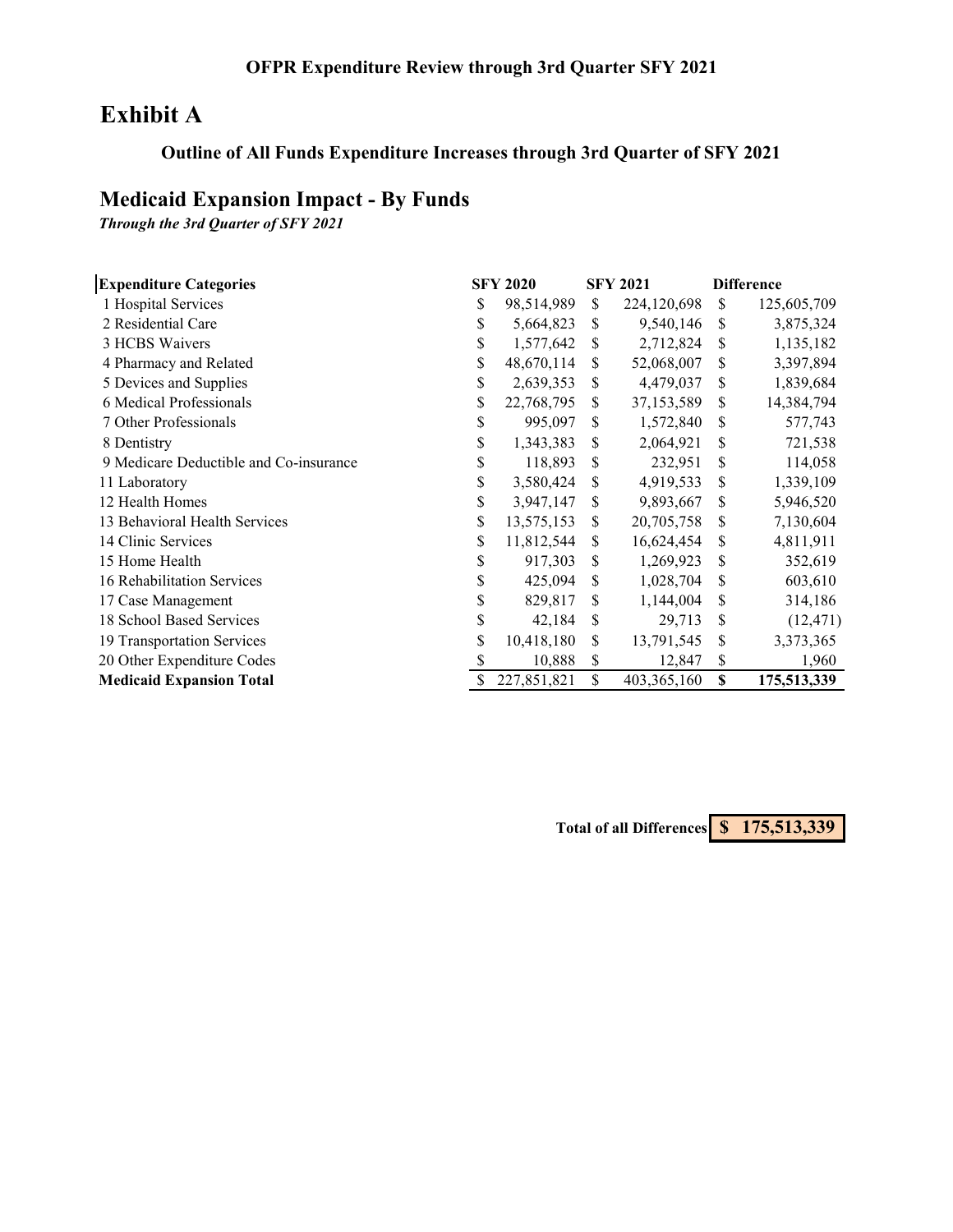**OFPR Expenditure Review through 3rd Quarter SFY 2021**

# Exhibit A

**Outline of All Funds Expenditure Increases through 3rd Quarter of SFY 2021**

## Medicaid Expansion Impact - By Funds

***Through the 3rd Quarter of SFY 2021***

| Expenditure Categories | SFY 2020 | SFY 2021 | Difference |
|---|---|---|---|
| 1 Hospital Services | $ 98,514,989 | $ 224,120,698 | $ 125,605,709 |
| 2 Residential Care | $ 5,664,823 | $ 9,540,146 | $ 3,875,324 |
| 3 HCBS Waivers | $ 1,577,642 | $ 2,712,824 | $ 1,135,182 |
| 4 Pharmacy and Related | $ 48,670,114 | $ 52,068,007 | $ 3,397,894 |
| 5 Devices and Supplies | $ 2,639,353 | $ 4,479,037 | $ 1,839,684 |
| 6 Medical Professionals | $ 22,768,795 | $ 37,153,589 | $ 14,384,794 |
| 7 Other Professionals | $ 995,097 | $ 1,572,840 | $ 577,743 |
| 8 Dentistry | $ 1,343,383 | $ 2,064,921 | $ 721,538 |
| 9 Medicare Deductible and Co-insurance | $ 118,893 | $ 232,951 | $ 114,058 |
| 11 Laboratory | $ 3,580,424 | $ 4,919,533 | $ 1,339,109 |
| 12 Health Homes | $ 3,947,147 | $ 9,893,667 | $ 5,946,520 |
| 13 Behavioral Health Services | $ 13,575,153 | $ 20,705,758 | $ 7,130,604 |
| 14 Clinic Services | $ 11,812,544 | $ 16,624,454 | $ 4,811,911 |
| 15 Home Health | $ 917,303 | $ 1,269,923 | $ 352,619 |
| 16 Rehabilitation Services | $ 425,094 | $ 1,028,704 | $ 603,610 |
| 17 Case Management | $ 829,817 | $ 1,144,004 | $ 314,186 |
| 18 School Based Services | $ 42,184 | $ 29,713 | $ (12,471) |
| 19 Transportation Services | $ 10,418,180 | $ 13,791,545 | $ 3,373,365 |
| 20 Other Expenditure Codes | $ 10,888 | $ 12,847 | $ 1,960 |
| **Medicaid Expansion Total** | $ 227,851,821 | $ 403,365,160 | **$ 175,513,339** |

**Total of all Differences** **$ 175,513,339**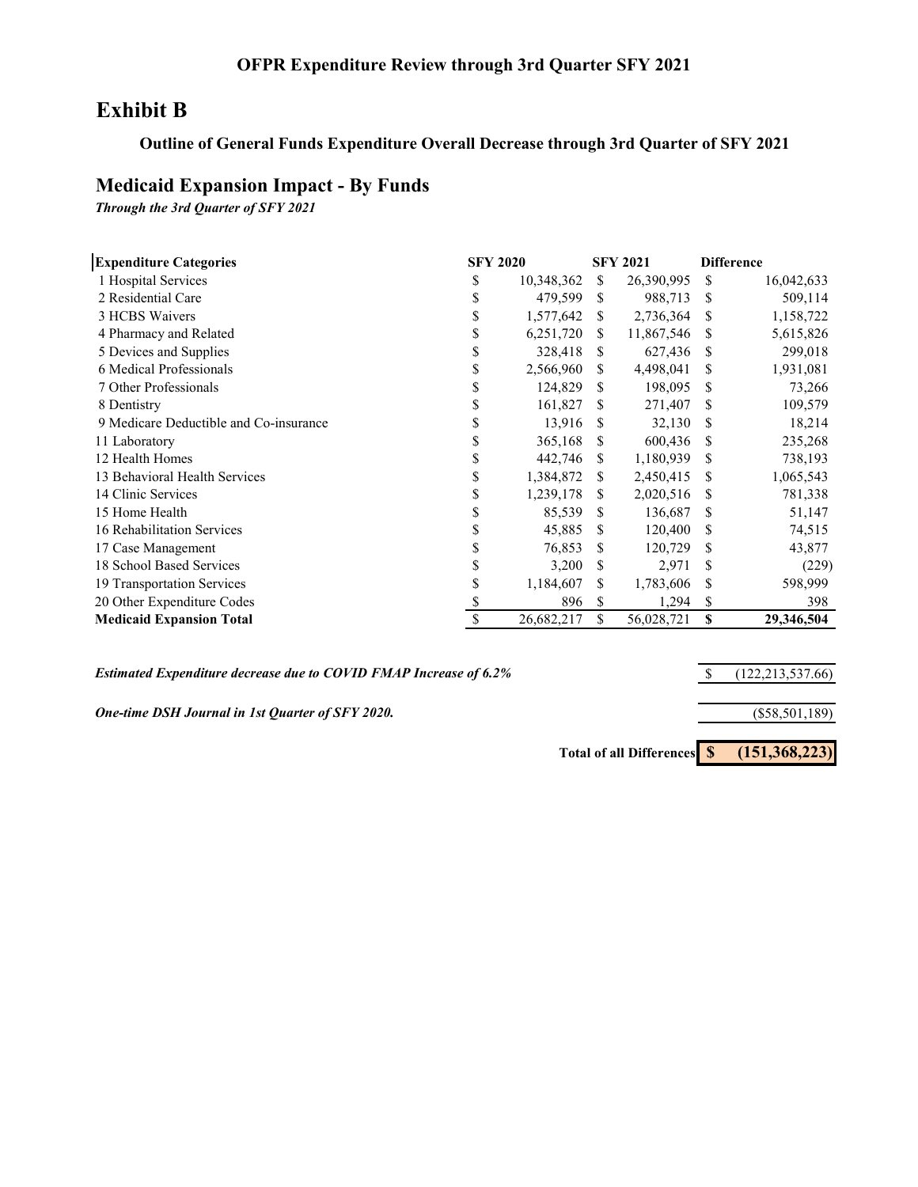# OFPR Expenditure Review through 3rd Quarter SFY 2021

## Exhibit B

### Outline of General Funds Expenditure Overall Decrease through 3rd Quarter of SFY 2021

## Medicaid Expansion Impact - By Funds

*Through the 3rd Quarter of SFY 2021*

| Expenditure Categories | SFY 2020 | SFY 2021 | Difference |
|---|---|---|---|
| 1 Hospital Services | $ 10,348,362 | $ 26,390,995 | $ 16,042,633 |
| 2 Residential Care | $ 479,599 | $ 988,713 | $ 509,114 |
| 3 HCBS Waivers | $ 1,577,642 | $ 2,736,364 | $ 1,158,722 |
| 4 Pharmacy and Related | $ 6,251,720 | $ 11,867,546 | $ 5,615,826 |
| 5 Devices and Supplies | $ 328,418 | $ 627,436 | $ 299,018 |
| 6 Medical Professionals | $ 2,566,960 | $ 4,498,041 | $ 1,931,081 |
| 7 Other Professionals | $ 124,829 | $ 198,095 | $ 73,266 |
| 8 Dentistry | $ 161,827 | $ 271,407 | $ 109,579 |
| 9 Medicare Deductible and Co-insurance | $ 13,916 | $ 32,130 | $ 18,214 |
| 11 Laboratory | $ 365,168 | $ 600,436 | $ 235,268 |
| 12 Health Homes | $ 442,746 | $ 1,180,939 | $ 738,193 |
| 13 Behavioral Health Services | $ 1,384,872 | $ 2,450,415 | $ 1,065,543 |
| 14 Clinic Services | $ 1,239,178 | $ 2,020,516 | $ 781,338 |
| 15 Home Health | $ 85,539 | $ 136,687 | $ 51,147 |
| 16 Rehabilitation Services | $ 45,885 | $ 120,400 | $ 74,515 |
| 17 Case Management | $ 76,853 | $ 120,729 | $ 43,877 |
| 18 School Based Services | $ 3,200 | $ 2,971 | $ (229) |
| 19 Transportation Services | $ 1,184,607 | $ 1,783,606 | $ 598,999 |
| 20 Other Expenditure Codes | $ 896 | $ 1,294 | $ 398 |
| **Medicaid Expansion Total** | $ 26,682,217 | $ 56,028,721 | **$ 29,346,504** |

| | |
|---|---|
| ***Estimated Expenditure decrease due to COVID FMAP Increase of 6.2%*** | $ (122,213,537.66) |
| ***One-time DSH Journal in 1st Quarter of SFY 2020.*** | ($58,501,189) |
| **Total of all Differences** | **$ (151,368,223)** |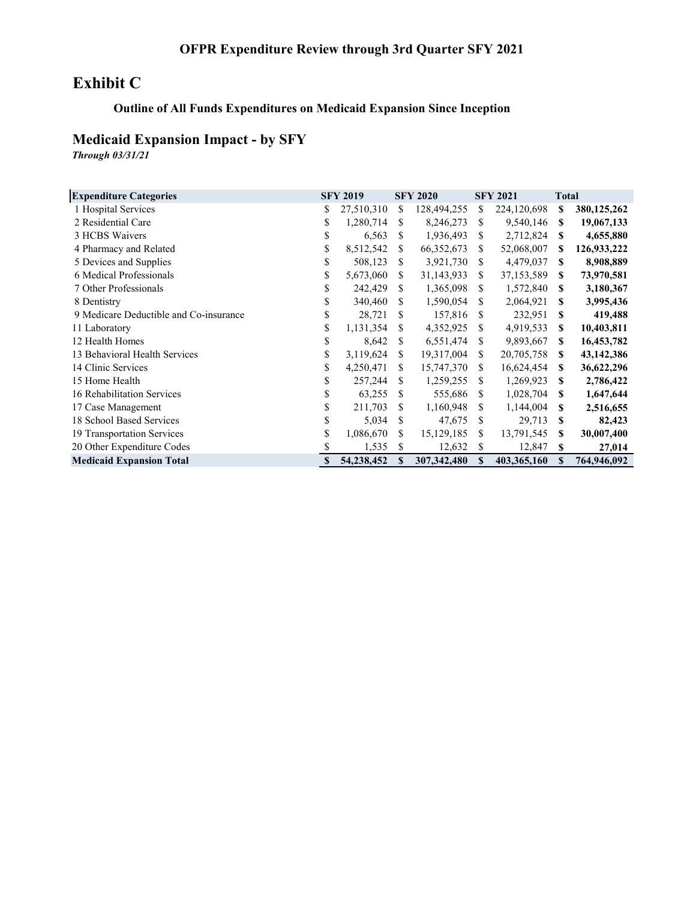## OFPR Expenditure Review through 3rd Quarter SFY 2021

# Exhibit C

### Outline of All Funds Expenditures on Medicaid Expansion Since Inception

## Medicaid Expansion Impact - by SFY

***Through 03/31/21***

| **Expenditure Categories** | **SFY 2019** | **SFY 2020** | **SFY 2021** | **Total** |
|---|---|---|---|---|
| 1 Hospital Services | $ 27,510,310 | $ 128,494,255 | $ 224,120,698 | **$ 380,125,262** |
| 2 Residential Care | $ 1,280,714 | $ 8,246,273 | $ 9,540,146 | **$ 19,067,133** |
| 3 HCBS Waivers | $ 6,563 | $ 1,936,493 | $ 2,712,824 | **$ 4,655,880** |
| 4 Pharmacy and Related | $ 8,512,542 | $ 66,352,673 | $ 52,068,007 | **$ 126,933,222** |
| 5 Devices and Supplies | $ 508,123 | $ 3,921,730 | $ 4,479,037 | **$ 8,908,889** |
| 6 Medical Professionals | $ 5,673,060 | $ 31,143,933 | $ 37,153,589 | **$ 73,970,581** |
| 7 Other Professionals | $ 242,429 | $ 1,365,098 | $ 1,572,840 | **$ 3,180,367** |
| 8 Dentistry | $ 340,460 | $ 1,590,054 | $ 2,064,921 | **$ 3,995,436** |
| 9 Medicare Deductible and Co-insurance | $ 28,721 | $ 157,816 | $ 232,951 | **$ 419,488** |
| 11 Laboratory | $ 1,131,354 | $ 4,352,925 | $ 4,919,533 | **$ 10,403,811** |
| 12 Health Homes | $ 8,642 | $ 6,551,474 | $ 9,893,667 | **$ 16,453,782** |
| 13 Behavioral Health Services | $ 3,119,624 | $ 19,317,004 | $ 20,705,758 | **$ 43,142,386** |
| 14 Clinic Services | $ 4,250,471 | $ 15,747,370 | $ 16,624,454 | **$ 36,622,296** |
| 15 Home Health | $ 257,244 | $ 1,259,255 | $ 1,269,923 | **$ 2,786,422** |
| 16 Rehabilitation Services | $ 63,255 | $ 555,686 | $ 1,028,704 | **$ 1,647,644** |
| 17 Case Management | $ 211,703 | $ 1,160,948 | $ 1,144,004 | **$ 2,516,655** |
| 18 School Based Services | $ 5,034 | $ 47,675 | $ 29,713 | **$ 82,423** |
| 19 Transportation Services | $ 1,086,670 | $ 15,129,185 | $ 13,791,545 | **$ 30,007,400** |
| 20 Other Expenditure Codes | $ 1,535 | $ 12,632 | $ 12,847 | **$ 27,014** |
| **Medicaid Expansion Total** | **$ 54,238,452** | **$ 307,342,480** | **$ 403,365,160** | **$ 764,946,092** |